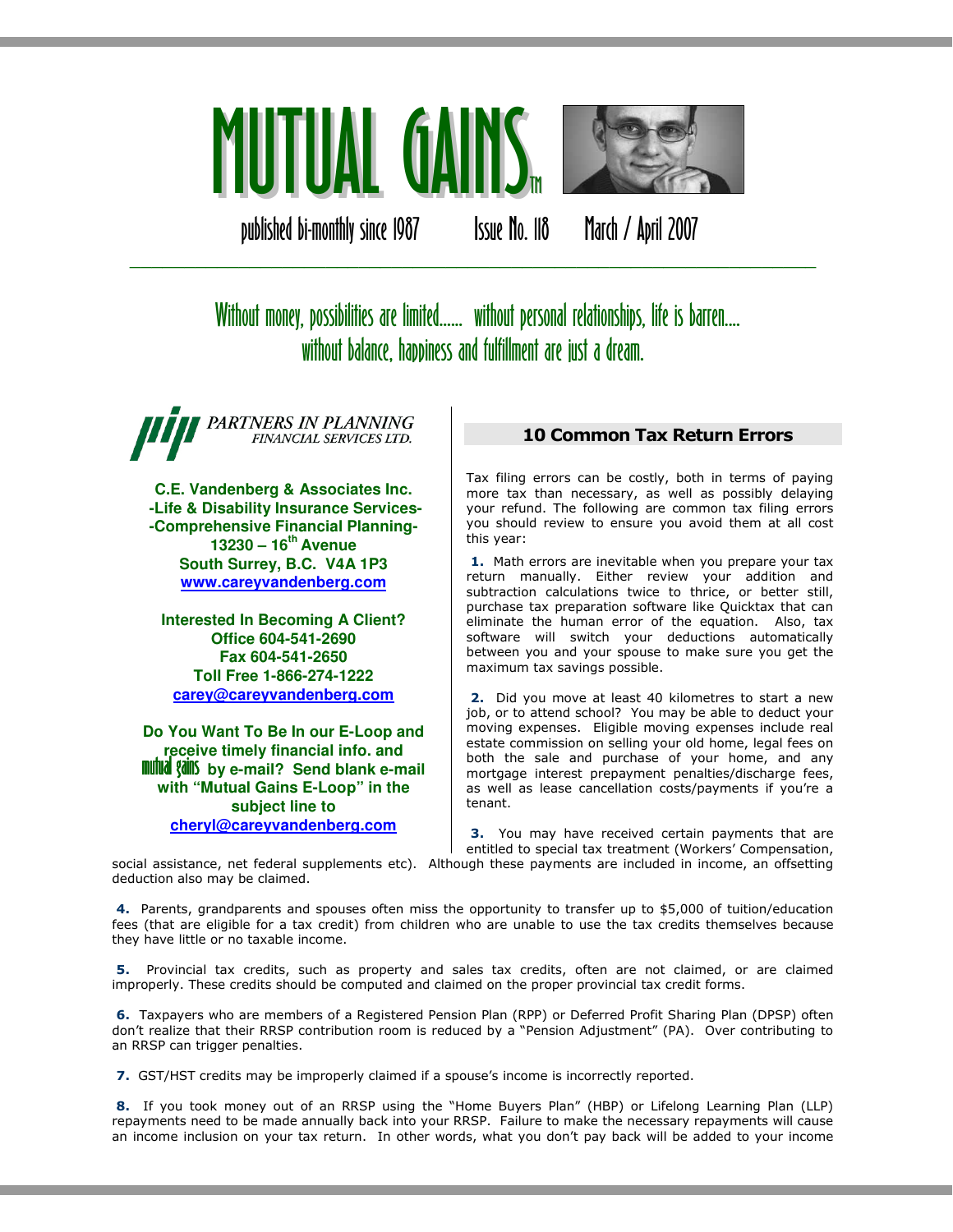# MUTUAL GAINS™

published bi-monthly since 1987 Issue No. 118 March / April 2007

Without money, possibilities are limited...... without personal relationships, life is barren.... without balance, happiness and fulfillment are just a dream.

PARTNERS IN PLANNING FINANCIAL SERVICES LTD.

**C.E. Vandenberg & Associates Inc.**
**-Life & Disability Insurance Services-**
**-Comprehensive Financial Planning-**
**13230 – 16th Avenue**
**South Surrey, B.C. V4A 1P3**
**www.careyvandenberg.com**

**Interested In Becoming A Client?**
**Office 604-541-2690**
**Fax 604-541-2650**
**Toll Free 1-866-274-1222**
**carey@careyvandenberg.com**

**Do You Want To Be In our E-Loop and receive timely financial info. and mutual gains by e-mail? Send blank e-mail with "Mutual Gains E-Loop" in the subject line to cheryl@careyvandenberg.com**

## 10 Common Tax Return Errors

Tax filing errors can be costly, both in terms of paying more tax than necessary, as well as possibly delaying your refund. The following are common tax filing errors you should review to ensure you avoid them at all cost this year:

**1.** Math errors are inevitable when you prepare your tax return manually. Either review your addition and subtraction calculations twice to thrice, or better still, purchase tax preparation software like Quicktax that can eliminate the human error of the equation. Also, tax software will switch your deductions automatically between you and your spouse to make sure you get the maximum tax savings possible.

**2.** Did you move at least 40 kilometres to start a new job, or to attend school? You may be able to deduct your moving expenses. Eligible moving expenses include real estate commission on selling your old home, legal fees on both the sale and purchase of your home, and any mortgage interest prepayment penalties/discharge fees, as well as lease cancellation costs/payments if you're a tenant.

**3.** You may have received certain payments that are entitled to special tax treatment (Workers' Compensation, social assistance, net federal supplements etc). Although these payments are included in income, an offsetting deduction also may be claimed.

**4.** Parents, grandparents and spouses often miss the opportunity to transfer up to $5,000 of tuition/education fees (that are eligible for a tax credit) from children who are unable to use the tax credits themselves because they have little or no taxable income.

**5.** Provincial tax credits, such as property and sales tax credits, often are not claimed, or are claimed improperly. These credits should be computed and claimed on the proper provincial tax credit forms.

**6.** Taxpayers who are members of a Registered Pension Plan (RPP) or Deferred Profit Sharing Plan (DPSP) often don't realize that their RRSP contribution room is reduced by a "Pension Adjustment" (PA). Over contributing to an RRSP can trigger penalties.

**7.** GST/HST credits may be improperly claimed if a spouse's income is incorrectly reported.

**8.** If you took money out of an RRSP using the "Home Buyers Plan" (HBP) or Lifelong Learning Plan (LLP) repayments need to be made annually back into your RRSP. Failure to make the necessary repayments will cause an income inclusion on your tax return. In other words, what you don't pay back will be added to your income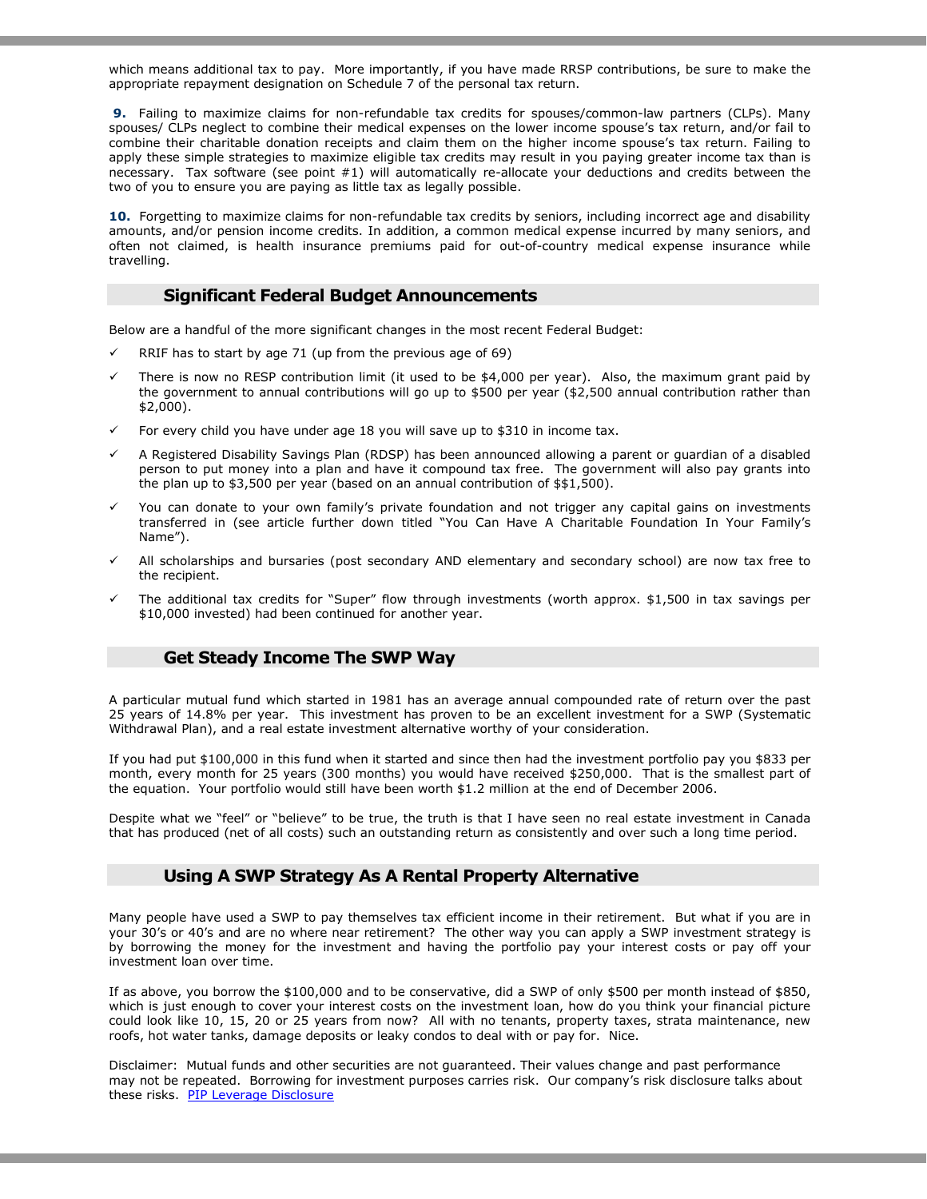which means additional tax to pay. More importantly, if you have made RRSP contributions, be sure to make the appropriate repayment designation on Schedule 7 of the personal tax return.

**9.** Failing to maximize claims for non-refundable tax credits for spouses/common-law partners (CLPs). Many spouses/ CLPs neglect to combine their medical expenses on the lower income spouse's tax return, and/or fail to combine their charitable donation receipts and claim them on the higher income spouse's tax return. Failing to apply these simple strategies to maximize eligible tax credits may result in you paying greater income tax than is necessary. Tax software (see point #1) will automatically re-allocate your deductions and credits between the two of you to ensure you are paying as little tax as legally possible.

**10.** Forgetting to maximize claims for non-refundable tax credits by seniors, including incorrect age and disability amounts, and/or pension income credits. In addition, a common medical expense incurred by many seniors, and often not claimed, is health insurance premiums paid for out-of-country medical expense insurance while travelling.

## Significant Federal Budget Announcements

Below are a handful of the more significant changes in the most recent Federal Budget:

- ✓ RRIF has to start by age 71 (up from the previous age of 69)
- ✓ There is now no RESP contribution limit (it used to be $4,000 per year). Also, the maximum grant paid by the government to annual contributions will go up to $500 per year ($2,500 annual contribution rather than $2,000).
- ✓ For every child you have under age 18 you will save up to $310 in income tax.
- ✓ A Registered Disability Savings Plan (RDSP) has been announced allowing a parent or guardian of a disabled person to put money into a plan and have it compound tax free. The government will also pay grants into the plan up to $3,500 per year (based on an annual contribution of $$1,500).
- ✓ You can donate to your own family's private foundation and not trigger any capital gains on investments transferred in (see article further down titled "You Can Have A Charitable Foundation In Your Family's Name").
- ✓ All scholarships and bursaries (post secondary AND elementary and secondary school) are now tax free to the recipient.
- ✓ The additional tax credits for "Super" flow through investments (worth approx. $1,500 in tax savings per $10,000 invested) had been continued for another year.

## Get Steady Income The SWP Way

A particular mutual fund which started in 1981 has an average annual compounded rate of return over the past 25 years of 14.8% per year. This investment has proven to be an excellent investment for a SWP (Systematic Withdrawal Plan), and a real estate investment alternative worthy of your consideration.

If you had put $100,000 in this fund when it started and since then had the investment portfolio pay you $833 per month, every month for 25 years (300 months) you would have received $250,000. That is the smallest part of the equation. Your portfolio would still have been worth $1.2 million at the end of December 2006.

Despite what we "feel" or "believe" to be true, the truth is that I have seen no real estate investment in Canada that has produced (net of all costs) such an outstanding return as consistently and over such a long time period.

## Using A SWP Strategy As A Rental Property Alternative

Many people have used a SWP to pay themselves tax efficient income in their retirement. But what if you are in your 30's or 40's and are no where near retirement? The other way you can apply a SWP investment strategy is by borrowing the money for the investment and having the portfolio pay your interest costs or pay off your investment loan over time.

If as above, you borrow the $100,000 and to be conservative, did a SWP of only $500 per month instead of $850, which is just enough to cover your interest costs on the investment loan, how do you think your financial picture could look like 10, 15, 20 or 25 years from now? All with no tenants, property taxes, strata maintenance, new roofs, hot water tanks, damage deposits or leaky condos to deal with or pay for. Nice.

Disclaimer: Mutual funds and other securities are not guaranteed. Their values change and past performance may not be repeated. Borrowing for investment purposes carries risk. Our company's risk disclosure talks about these risks. PIP Leverage Disclosure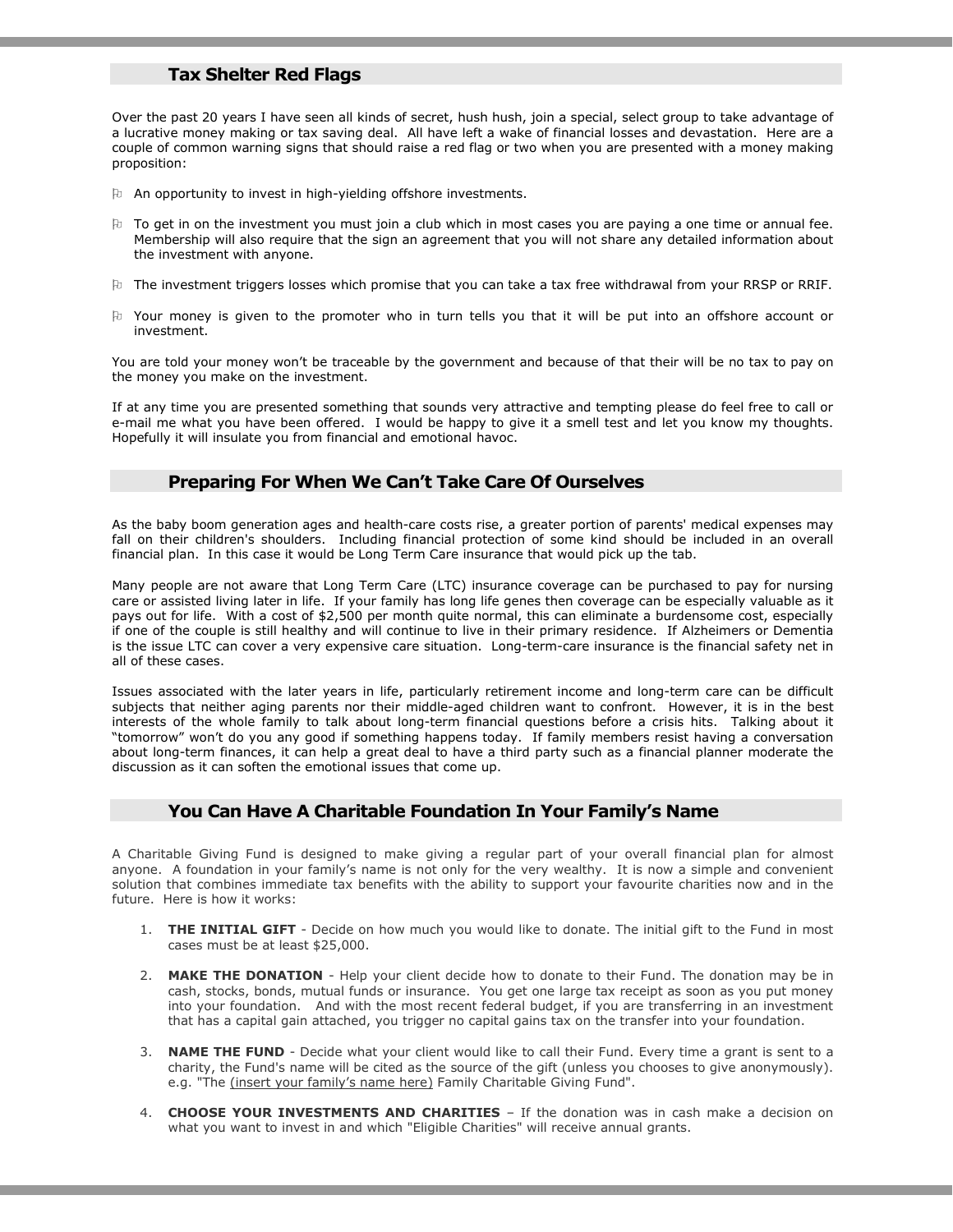## Tax Shelter Red Flags

Over the past 20 years I have seen all kinds of secret, hush hush, join a special, select group to take advantage of a lucrative money making or tax saving deal. All have left a wake of financial losses and devastation. Here are a couple of common warning signs that should raise a red flag or two when you are presented with a money making proposition:

- An opportunity to invest in high-yielding offshore investments.
- To get in on the investment you must join a club which in most cases you are paying a one time or annual fee. Membership will also require that the sign an agreement that you will not share any detailed information about the investment with anyone.
- The investment triggers losses which promise that you can take a tax free withdrawal from your RRSP or RRIF.
- Your money is given to the promoter who in turn tells you that it will be put into an offshore account or investment.

You are told your money won't be traceable by the government and because of that their will be no tax to pay on the money you make on the investment.

If at any time you are presented something that sounds very attractive and tempting please do feel free to call or e-mail me what you have been offered. I would be happy to give it a smell test and let you know my thoughts. Hopefully it will insulate you from financial and emotional havoc.

## Preparing For When We Can't Take Care Of Ourselves

As the baby boom generation ages and health-care costs rise, a greater portion of parents' medical expenses may fall on their children's shoulders. Including financial protection of some kind should be included in an overall financial plan. In this case it would be Long Term Care insurance that would pick up the tab.

Many people are not aware that Long Term Care (LTC) insurance coverage can be purchased to pay for nursing care or assisted living later in life. If your family has long life genes then coverage can be especially valuable as it pays out for life. With a cost of $2,500 per month quite normal, this can eliminate a burdensome cost, especially if one of the couple is still healthy and will continue to live in their primary residence. If Alzheimers or Dementia is the issue LTC can cover a very expensive care situation. Long-term-care insurance is the financial safety net in all of these cases.

Issues associated with the later years in life, particularly retirement income and long-term care can be difficult subjects that neither aging parents nor their middle-aged children want to confront. However, it is in the best interests of the whole family to talk about long-term financial questions before a crisis hits. Talking about it "tomorrow" won't do you any good if something happens today. If family members resist having a conversation about long-term finances, it can help a great deal to have a third party such as a financial planner moderate the discussion as it can soften the emotional issues that come up.

## You Can Have A Charitable Foundation In Your Family's Name

A Charitable Giving Fund is designed to make giving a regular part of your overall financial plan for almost anyone. A foundation in your family's name is not only for the very wealthy. It is now a simple and convenient solution that combines immediate tax benefits with the ability to support your favourite charities now and in the future. Here is how it works:

1. **THE INITIAL GIFT** - Decide on how much you would like to donate. The initial gift to the Fund in most cases must be at least $25,000.
2. **MAKE THE DONATION** - Help your client decide how to donate to their Fund. The donation may be in cash, stocks, bonds, mutual funds or insurance. You get one large tax receipt as soon as you put money into your foundation. And with the most recent federal budget, if you are transferring in an investment that has a capital gain attached, you trigger no capital gains tax on the transfer into your foundation.
3. **NAME THE FUND** - Decide what your client would like to call their Fund. Every time a grant is sent to a charity, the Fund's name will be cited as the source of the gift (unless you chooses to give anonymously). e.g. "The (insert your family's name here) Family Charitable Giving Fund".
4. **CHOOSE YOUR INVESTMENTS AND CHARITIES** – If the donation was in cash make a decision on what you want to invest in and which "Eligible Charities" will receive annual grants.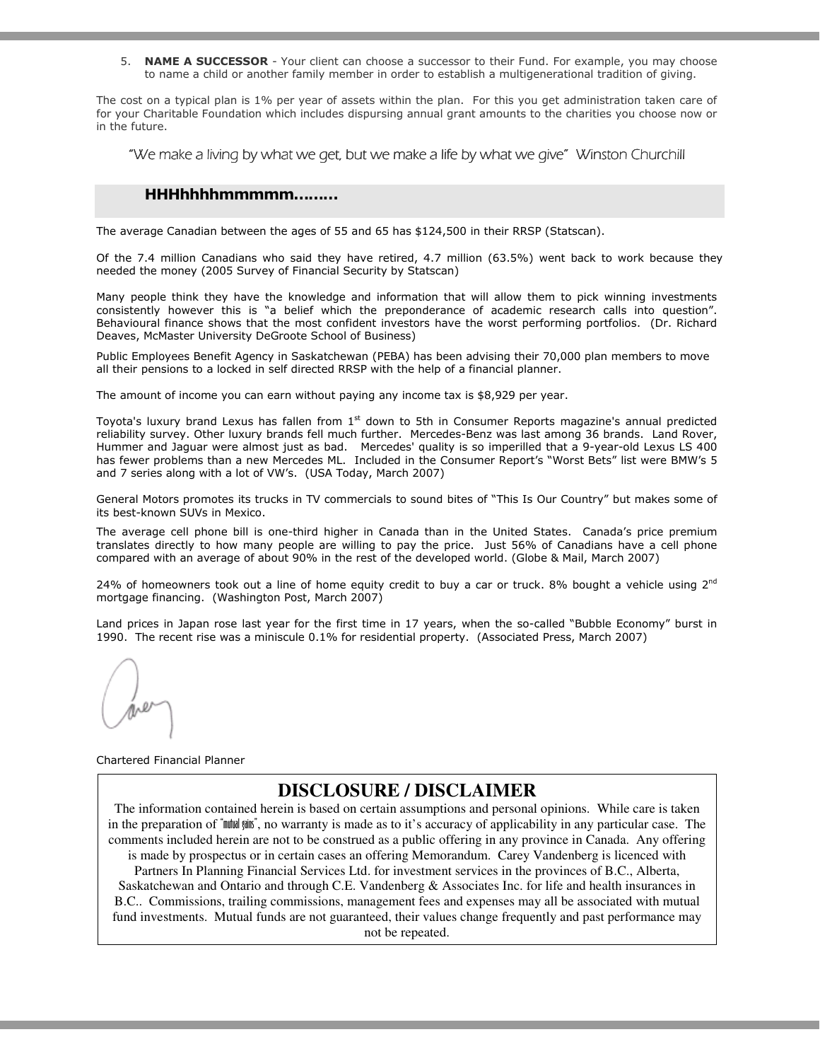5. **NAME A SUCCESSOR** - Your client can choose a successor to their Fund. For example, you may choose to name a child or another family member in order to establish a multigenerational tradition of giving.

The cost on a typical plan is 1% per year of assets within the plan. For this you get administration taken care of for your Charitable Foundation which includes dispursing annual grant amounts to the charities you choose now or in the future.

"We make a living by what we get, but we make a life by what we give" Winston Churchill

## HHHhhhhmmmmm………

The average Canadian between the ages of 55 and 65 has $124,500 in their RRSP (Statscan).

Of the 7.4 million Canadians who said they have retired, 4.7 million (63.5%) went back to work because they needed the money (2005 Survey of Financial Security by Statscan)

Many people think they have the knowledge and information that will allow them to pick winning investments consistently however this is "a belief which the preponderance of academic research calls into question". Behavioural finance shows that the most confident investors have the worst performing portfolios. (Dr. Richard Deaves, McMaster University DeGroote School of Business)

Public Employees Benefit Agency in Saskatchewan (PEBA) has been advising their 70,000 plan members to move all their pensions to a locked in self directed RRSP with the help of a financial planner.

The amount of income you can earn without paying any income tax is $8,929 per year.

Toyota's luxury brand Lexus has fallen from 1st down to 5th in Consumer Reports magazine's annual predicted reliability survey. Other luxury brands fell much further. Mercedes-Benz was last among 36 brands. Land Rover, Hummer and Jaguar were almost just as bad. Mercedes' quality is so imperilled that a 9-year-old Lexus LS 400 has fewer problems than a new Mercedes ML. Included in the Consumer Report's "Worst Bets" list were BMW's 5 and 7 series along with a lot of VW's. (USA Today, March 2007)

General Motors promotes its trucks in TV commercials to sound bites of "This Is Our Country" but makes some of its best-known SUVs in Mexico.

The average cell phone bill is one-third higher in Canada than in the United States. Canada's price premium translates directly to how many people are willing to pay the price. Just 56% of Canadians have a cell phone compared with an average of about 90% in the rest of the developed world. (Globe & Mail, March 2007)

24% of homeowners took out a line of home equity credit to buy a car or truck. 8% bought a vehicle using 2nd mortgage financing. (Washington Post, March 2007)

Land prices in Japan rose last year for the first time in 17 years, when the so-called "Bubble Economy" burst in 1990. The recent rise was a miniscule 0.1% for residential property. (Associated Press, March 2007)

Carey

Chartered Financial Planner

## DISCLOSURE / DISCLAIMER

The information contained herein is based on certain assumptions and personal opinions. While care is taken in the preparation of "mutual gains", no warranty is made as to it's accuracy of applicability in any particular case. The comments included herein are not to be construed as a public offering in any province in Canada. Any offering is made by prospectus or in certain cases an offering Memorandum. Carey Vandenberg is licenced with Partners In Planning Financial Services Ltd. for investment services in the provinces of B.C., Alberta, Saskatchewan and Ontario and through C.E. Vandenberg & Associates Inc. for life and health insurances in B.C.. Commissions, trailing commissions, management fees and expenses may all be associated with mutual fund investments. Mutual funds are not guaranteed, their values change frequently and past performance may not be repeated.